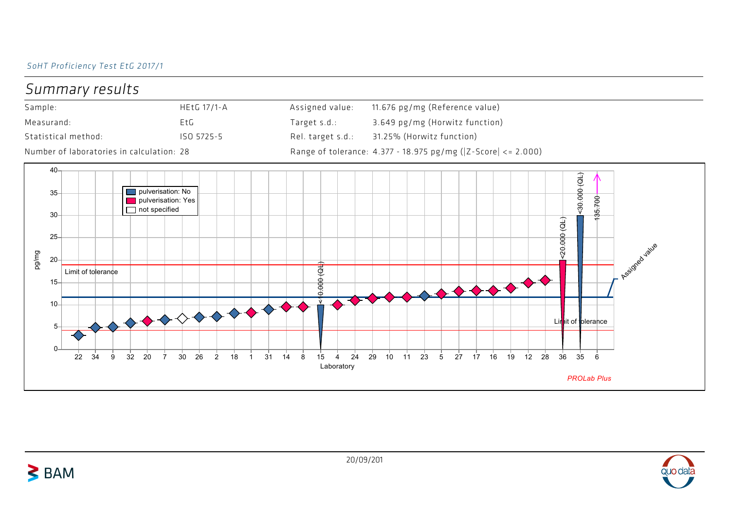*SoHT Proficiency Test EtG 2017/1*

# Summary results

| Sample: | HEtG 17/1-A | Assigned value: | 11.676 pg/mg (Reference value) |
|---|---|---|---|
| Measurand: | EtG | Target s.d.: | 3.649 pg/mg (Horwitz function) |
| Statistical method: | ISO 5725-5 | Rel. target s.d.: | 31.25% (Horwitz function) |
| Number of laboratories in calculation: | 28 | Range of tolerance: | 4.377 - 18.975 pg/mg (\|Z-Score\| <= 2.000) |

pulverisation: No
pulverisation: Yes
not specified

pg/mg

0, 5, 10, 15, 20, 25, 30, 35, 40

Limit of tolerance

Limit of tolerance

Assigned value

<10.000 (QL)

<20.000 (QL)

<30.000 (QL)

135.700

Laboratory

22 34 9 32 20 7 30 26 2 18 1 31 14 8 15 4 24 29 10 11 23 5 27 17 16 19 12 28 36 35 6

*PROLab Plus*

20/09/201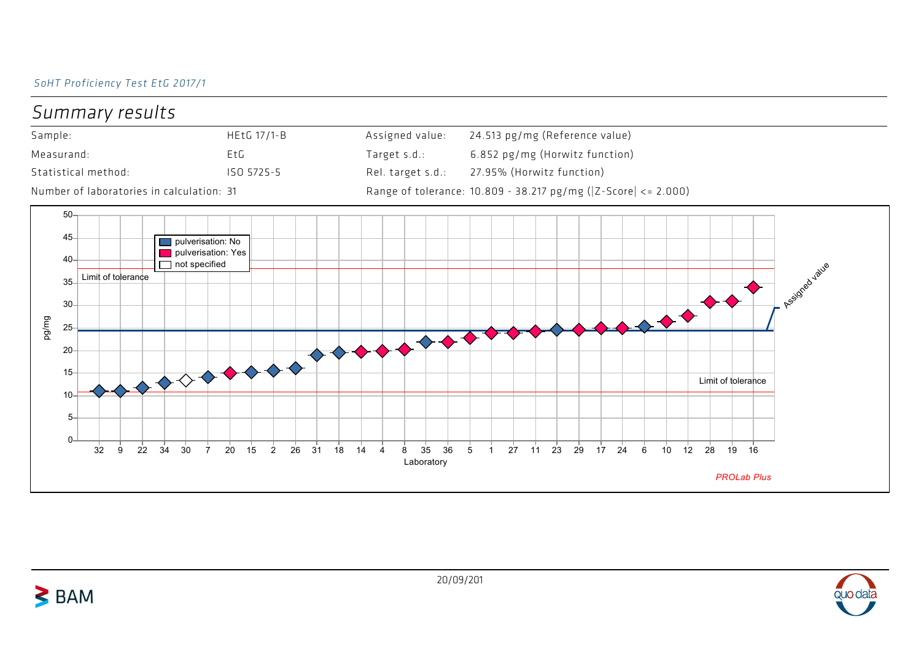*SoHT Proficiency Test EtG 2017/1*

## Summary results

| | | | |
|---|---|---|---|
| Sample: | HEtG 17/1-B | Assigned value: | 24.513 pg/mg (Reference value) |
| Measurand: | EtG | Target s.d.: | 6.852 pg/mg (Horwitz function) |
| Statistical method: | ISO 5725-5 | Rel. target s.d.: | 27.95% (Horwitz function) |
| Number of laboratories in calculation: | 31 | Range of tolerance: | 10.809 - 38.217 pg/mg (\|Z-Score\| <= 2.000) |

pulverisation: No
pulverisation: Yes
not specified

Limit of tolerance

Assigned value

Limit of tolerance

pg/mg

Laboratory

32 9 22 34 30 7 20 15 2 26 31 18 14 4 8 35 36 5 1 27 11 23 29 17 24 6 10 12 28 19 16

*PROLab Plus*

20/09/201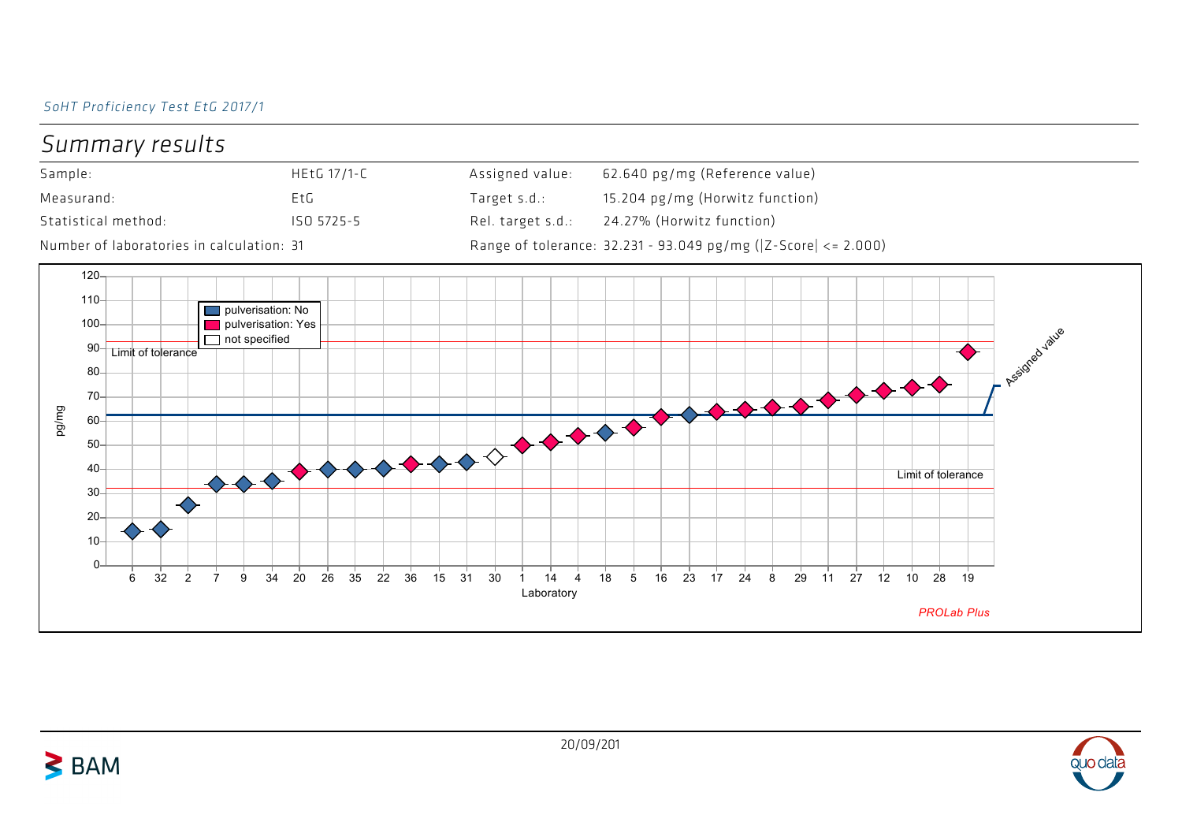*SoHT Proficiency Test EtG 2017/1*

# Summary results

| | | | |
|---|---|---|---|
| Sample: | HEtG 17/1-C | Assigned value: | 62.640 pg/mg (Reference value) |
| Measurand: | EtG | Target s.d.: | 15.204 pg/mg (Horwitz function) |
| Statistical method: | ISO 5725-5 | Rel. target s.d.: | 24.27% (Horwitz function) |
| Number of laboratories in calculation: | 31 | Range of tolerance: | 32.231 - 93.049 pg/mg (\|Z-Score\| <= 2.000) |

Legend: pulverisation: No; pulverisation: Yes; not specified

Y-axis: pg/mg (0–120). X-axis: Laboratory

Laboratories (in order): 6, 32, 2, 7, 9, 34, 20, 26, 35, 22, 36, 15, 31, 30, 1, 14, 4, 18, 5, 16, 23, 17, 24, 8, 29, 11, 27, 12, 10, 28, 19

Limit of tolerance; Assigned value; Limit of tolerance

*PROLab Plus*

20/09/201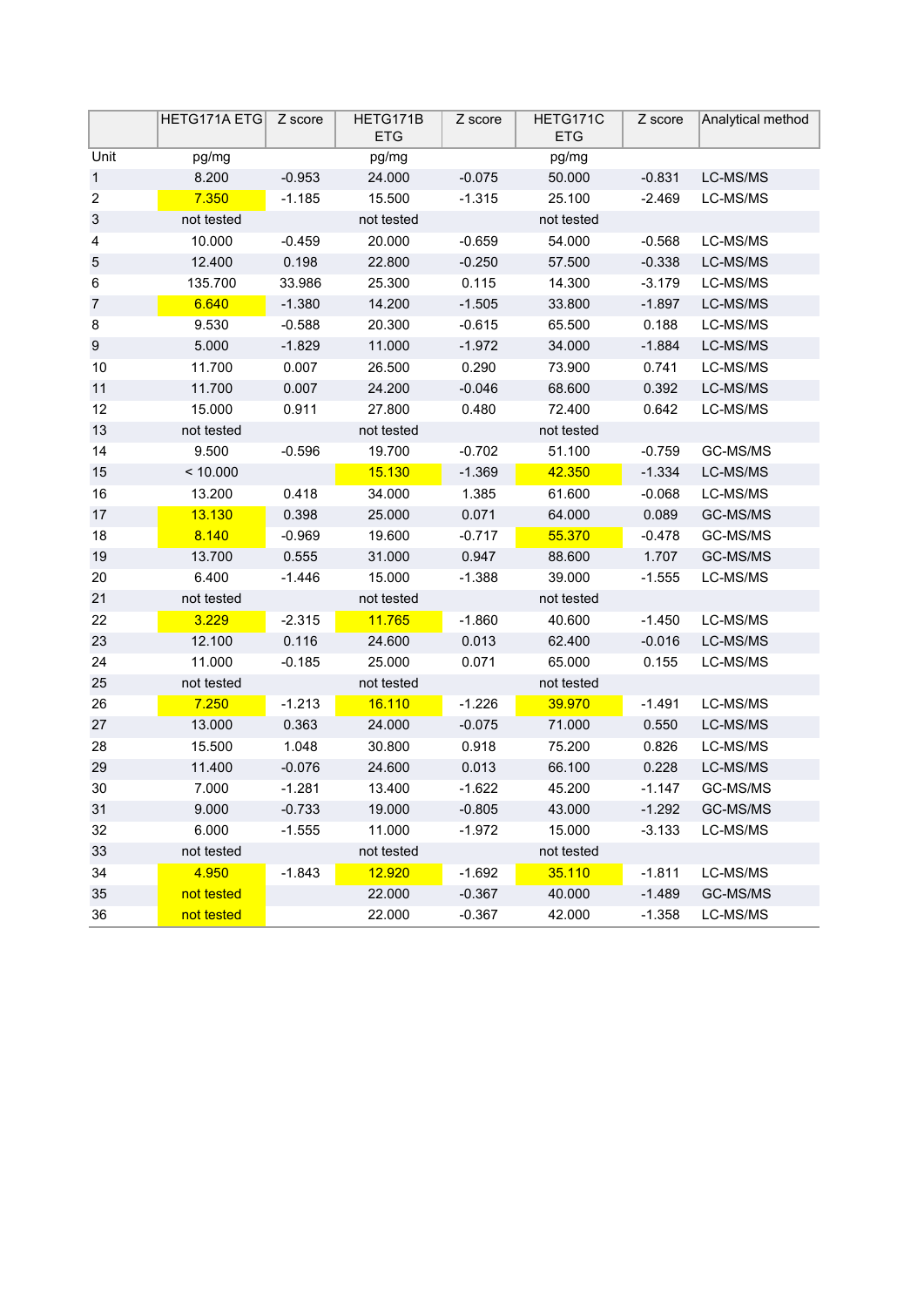| | HETG171A ETG | Z score | HETG171B ETG | Z score | HETG171C ETG | Z score | Analytical method |
|---|---|---|---|---|---|---|---|
| Unit | pg/mg | | pg/mg | | pg/mg | | |
| 1 | 8.200 | -0.953 | 24.000 | -0.075 | 50.000 | -0.831 | LC-MS/MS |
| 2 | 7.350 | -1.185 | 15.500 | -1.315 | 25.100 | -2.469 | LC-MS/MS |
| 3 | not tested | | not tested | | not tested | | |
| 4 | 10.000 | -0.459 | 20.000 | -0.659 | 54.000 | -0.568 | LC-MS/MS |
| 5 | 12.400 | 0.198 | 22.800 | -0.250 | 57.500 | -0.338 | LC-MS/MS |
| 6 | 135.700 | 33.986 | 25.300 | 0.115 | 14.300 | -3.179 | LC-MS/MS |
| 7 | 6.640 | -1.380 | 14.200 | -1.505 | 33.800 | -1.897 | LC-MS/MS |
| 8 | 9.530 | -0.588 | 20.300 | -0.615 | 65.500 | 0.188 | LC-MS/MS |
| 9 | 5.000 | -1.829 | 11.000 | -1.972 | 34.000 | -1.884 | LC-MS/MS |
| 10 | 11.700 | 0.007 | 26.500 | 0.290 | 73.900 | 0.741 | LC-MS/MS |
| 11 | 11.700 | 0.007 | 24.200 | -0.046 | 68.600 | 0.392 | LC-MS/MS |
| 12 | 15.000 | 0.911 | 27.800 | 0.480 | 72.400 | 0.642 | LC-MS/MS |
| 13 | not tested | | not tested | | not tested | | |
| 14 | 9.500 | -0.596 | 19.700 | -0.702 | 51.100 | -0.759 | GC-MS/MS |
| 15 | < 10.000 | | 15.130 | -1.369 | 42.350 | -1.334 | LC-MS/MS |
| 16 | 13.200 | 0.418 | 34.000 | 1.385 | 61.600 | -0.068 | LC-MS/MS |
| 17 | 13.130 | 0.398 | 25.000 | 0.071 | 64.000 | 0.089 | GC-MS/MS |
| 18 | 8.140 | -0.969 | 19.600 | -0.717 | 55.370 | -0.478 | GC-MS/MS |
| 19 | 13.700 | 0.555 | 31.000 | 0.947 | 88.600 | 1.707 | GC-MS/MS |
| 20 | 6.400 | -1.446 | 15.000 | -1.388 | 39.000 | -1.555 | LC-MS/MS |
| 21 | not tested | | not tested | | not tested | | |
| 22 | 3.229 | -2.315 | 11.765 | -1.860 | 40.600 | -1.450 | LC-MS/MS |
| 23 | 12.100 | 0.116 | 24.600 | 0.013 | 62.400 | -0.016 | LC-MS/MS |
| 24 | 11.000 | -0.185 | 25.000 | 0.071 | 65.000 | 0.155 | LC-MS/MS |
| 25 | not tested | | not tested | | not tested | | |
| 26 | 7.250 | -1.213 | 16.110 | -1.226 | 39.970 | -1.491 | LC-MS/MS |
| 27 | 13.000 | 0.363 | 24.000 | -0.075 | 71.000 | 0.550 | LC-MS/MS |
| 28 | 15.500 | 1.048 | 30.800 | 0.918 | 75.200 | 0.826 | LC-MS/MS |
| 29 | 11.400 | -0.076 | 24.600 | 0.013 | 66.100 | 0.228 | LC-MS/MS |
| 30 | 7.000 | -1.281 | 13.400 | -1.622 | 45.200 | -1.147 | GC-MS/MS |
| 31 | 9.000 | -0.733 | 19.000 | -0.805 | 43.000 | -1.292 | GC-MS/MS |
| 32 | 6.000 | -1.555 | 11.000 | -1.972 | 15.000 | -3.133 | LC-MS/MS |
| 33 | not tested | | not tested | | not tested | | |
| 34 | 4.950 | -1.843 | 12.920 | -1.692 | 35.110 | -1.811 | LC-MS/MS |
| 35 | not tested | | 22.000 | -0.367 | 40.000 | -1.489 | GC-MS/MS |
| 36 | not tested | | 22.000 | -0.367 | 42.000 | -1.358 | LC-MS/MS |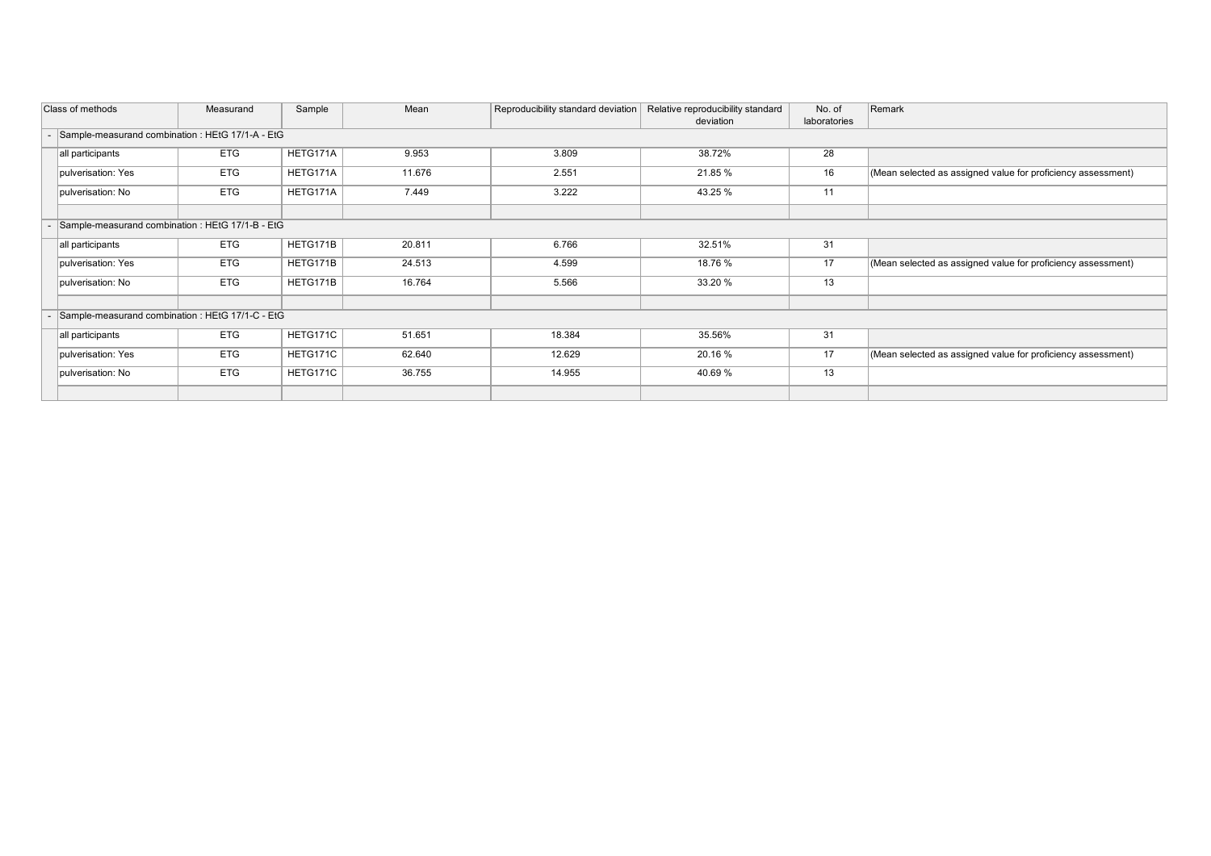| Class of methods | Measurand | Sample | Mean | Reproducibility standard deviation | Relative reproducibility standard deviation | No. of laboratories | Remark |
|---|---|---|---|---|---|---|---|
| - Sample-measurand combination : HEtG 17/1-A - EtG | | | | | | | |
| all participants | ETG | HETG171A | 9.953 | 3.809 | 38.72% | 28 | |
| pulverisation: Yes | ETG | HETG171A | 11.676 | 2.551 | 21.85 % | 16 | (Mean selected as assigned value for proficiency assessment) |
| pulverisation: No | ETG | HETG171A | 7.449 | 3.222 | 43.25 % | 11 | |
| | | | | | | | |
| - Sample-measurand combination : HEtG 17/1-B - EtG | | | | | | | |
| all participants | ETG | HETG171B | 20.811 | 6.766 | 32.51% | 31 | |
| pulverisation: Yes | ETG | HETG171B | 24.513 | 4.599 | 18.76 % | 17 | (Mean selected as assigned value for proficiency assessment) |
| pulverisation: No | ETG | HETG171B | 16.764 | 5.566 | 33.20 % | 13 | |
| | | | | | | | |
| - Sample-measurand combination : HEtG 17/1-C - EtG | | | | | | | |
| all participants | ETG | HETG171C | 51.651 | 18.384 | 35.56% | 31 | |
| pulverisation: Yes | ETG | HETG171C | 62.640 | 12.629 | 20.16 % | 17 | (Mean selected as assigned value for proficiency assessment) |
| pulverisation: No | ETG | HETG171C | 36.755 | 14.955 | 40.69 % | 13 | |
| | | | | | | | |